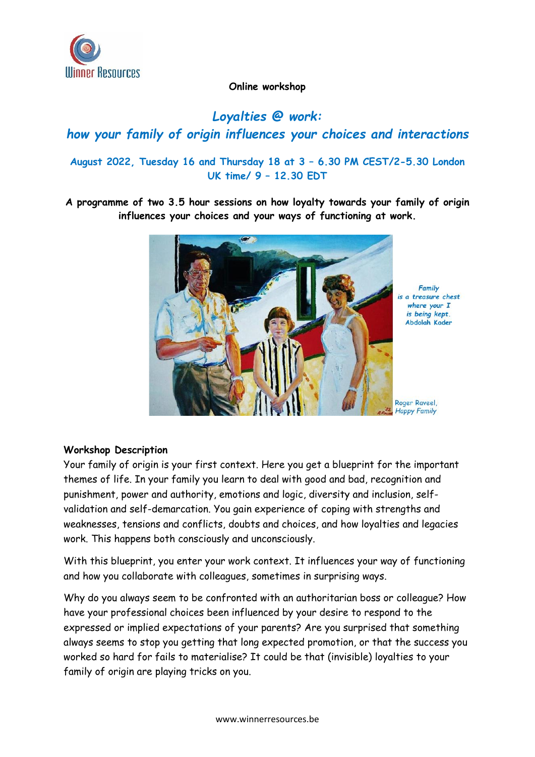Online workshop

# *Loyalties @ work: how your family of origin influences your choices and interactions*

**August 2022, Tuesday 16 and Thursday 18 at 3 – 6.30 PM CEST/2-5.30 London UK time/ 9 – 12.30 EDT**

**A programme of two 3.5 hour sessions on how loyalty towards your family of origin influences your choices and your ways of functioning at work.**

*Family is a treasure chest where your I is being kept.* Abdolah Kader

Roger Raveel, *Happy Family*

## Workshop Description

Your family of origin is your first context. Here you get a blueprint for the important themes of life. In your family you learn to deal with good and bad, recognition and punishment, power and authority, emotions and logic, diversity and inclusion, self-validation and self-demarcation. You gain experience of coping with strengths and weaknesses, tensions and conflicts, doubts and choices, and how loyalties and legacies work. This happens both consciously and unconsciously.

With this blueprint, you enter your work context. It influences your way of functioning and how you collaborate with colleagues, sometimes in surprising ways.

Why do you always seem to be confronted with an authoritarian boss or colleague? How have your professional choices been influenced by your desire to respond to the expressed or implied expectations of your parents? Are you surprised that something always seems to stop you getting that long expected promotion, or that the success you worked so hard for fails to materialise? It could be that (invisible) loyalties to your family of origin are playing tricks on you.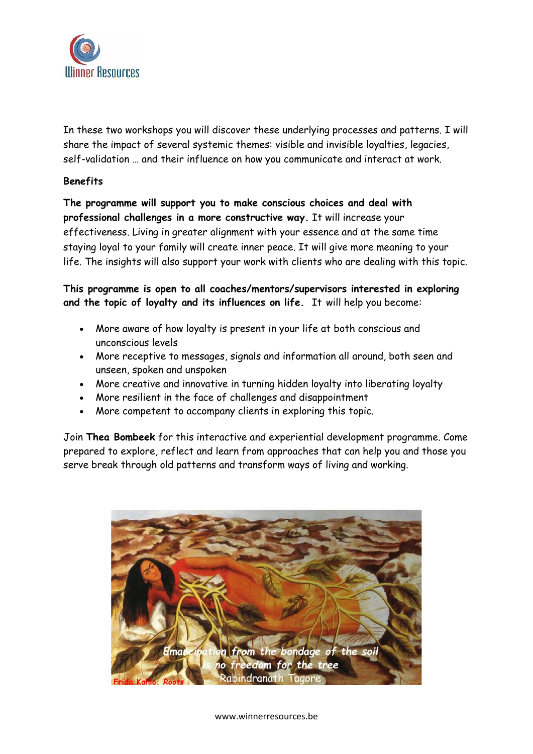In these two workshops you will discover these underlying processes and patterns. I will share the impact of several systemic themes: visible and invisible loyalties, legacies, self-validation … and their influence on how you communicate and interact at work.

**Benefits**

**The programme will support you to make conscious choices and deal with professional challenges in a more constructive way.** It will increase your effectiveness. Living in greater alignment with your essence and at the same time staying loyal to your family will create inner peace. It will give more meaning to your life. The insights will also support your work with clients who are dealing with this topic.

**This programme is open to all coaches/mentors/supervisors interested in exploring and the topic of loyalty and its influences on life.** It will help you become:

- More aware of how loyalty is present in your life at both conscious and unconscious levels
- More receptive to messages, signals and information all around, both seen and unseen, spoken and unspoken
- More creative and innovative in turning hidden loyalty into liberating loyalty
- More resilient in the face of challenges and disappointment
- More competent to accompany clients in exploring this topic.

Join **Thea Bombeek** for this interactive and experiential development programme. Come prepared to explore, reflect and learn from approaches that can help you and those you serve break through old patterns and transform ways of living and working.

*Emancipation from the bondage of the soil is no freedom for the tree*
Rabindranath Tagore

Frida Kahlo, Roots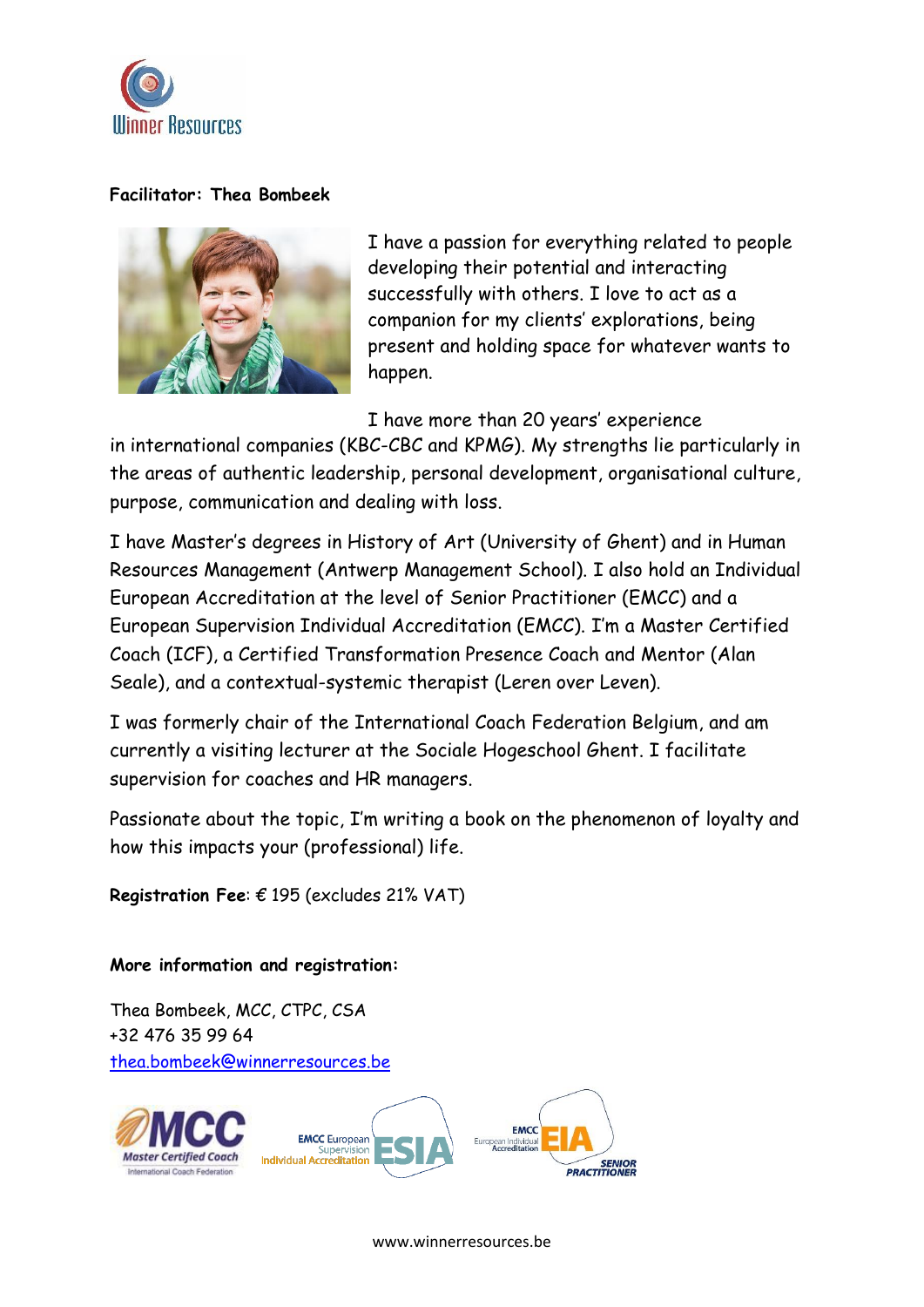**Facilitator: Thea Bombeek**

I have a passion for everything related to people developing their potential and interacting successfully with others. I love to act as a companion for my clients' explorations, being present and holding space for whatever wants to happen.

I have more than 20 years' experience in international companies (KBC-CBC and KPMG). My strengths lie particularly in the areas of authentic leadership, personal development, organisational culture, purpose, communication and dealing with loss.

I have Master's degrees in History of Art (University of Ghent) and in Human Resources Management (Antwerp Management School). I also hold an Individual European Accreditation at the level of Senior Practitioner (EMCC) and a European Supervision Individual Accreditation (EMCC). I'm a Master Certified Coach (ICF), a Certified Transformation Presence Coach and Mentor (Alan Seale), and a contextual-systemic therapist (Leren over Leven).

I was formerly chair of the International Coach Federation Belgium, and am currently a visiting lecturer at the Sociale Hogeschool Ghent. I facilitate supervision for coaches and HR managers.

Passionate about the topic, I'm writing a book on the phenomenon of loyalty and how this impacts your (professional) life.

**Registration Fee**: € 195 (excludes 21% VAT)

**More information and registration:**

Thea Bombeek, MCC, CTPC, CSA
+32 476 35 99 64
thea.bombeek@winnerresources.be

www.winnerresources.be